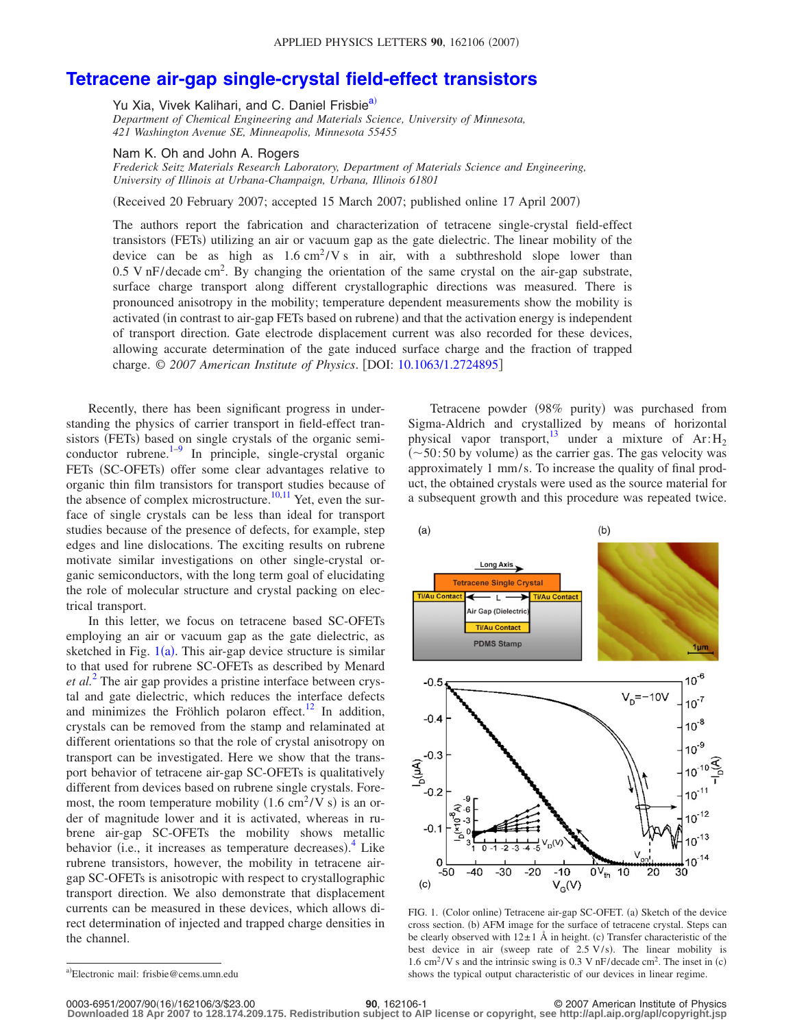# Tetracene air-gap single-crystal field-effect transistors

Yu Xia, Vivek Kalihari, and C. Daniel Frisbie[a]
*Department of Chemical Engineering and Materials Science, University of Minnesota, 421 Washington Avenue SE, Minneapolis, Minnesota 55455*

Nam K. Oh and John A. Rogers
*Frederick Seitz Materials Research Laboratory, Department of Materials Science and Engineering, University of Illinois at Urbana-Champaign, Urbana, Illinois 61801*

(Received 20 February 2007; accepted 15 March 2007; published online 17 April 2007)

The authors report the fabrication and characterization of tetracene single-crystal field-effect transistors (FETs) utilizing an air or vacuum gap as the gate dielectric. The linear mobility of the device can be as high as $1.6\ \mathrm{cm^2/V\ s}$ in air, with a subthreshold slope lower than $0.5\ \mathrm{V\ nF/decade\ cm^2}$. By changing the orientation of the same crystal on the air-gap substrate, surface charge transport along different crystallographic directions was measured. There is pronounced anisotropy in the mobility; temperature dependent measurements show the mobility is activated (in contrast to air-gap FETs based on rubrene) and that the activation energy is independent of transport direction. Gate electrode displacement current was also recorded for these devices, allowing accurate determination of the gate induced surface charge and the fraction of trapped charge. © *2007 American Institute of Physics*. [DOI: 10.1063/1.2724895]

Recently, there has been significant progress in understanding the physics of carrier transport in field-effect transistors (FETs) based on single crystals of the organic semiconductor rubrene.[1–9] In principle, single-crystal organic FETs (SC-OFETs) offer some clear advantages relative to organic thin film transistors for transport studies because of the absence of complex microstructure.[10,11] Yet, even the surface of single crystals can be less than ideal for transport studies because of the presence of defects, for example, step edges and line dislocations. The exciting results on rubrene motivate similar investigations on other single-crystal organic semiconductors, with the long term goal of elucidating the role of molecular structure and crystal packing on electrical transport.

In this letter, we focus on tetracene based SC-OFETs employing an air or vacuum gap as the gate dielectric, as sketched in Fig. 1(a). This air-gap device structure is similar to that used for rubrene SC-OFETs as described by Menard *et al.*[2] The air gap provides a pristine interface between crystal and gate dielectric, which reduces the interface defects and minimizes the Fröhlich polaron effect.[12] In addition, crystals can be removed from the stamp and relaminated at different orientations so that the role of crystal anisotropy on transport can be investigated. Here we show that the transport behavior of tetracene air-gap SC-OFETs is qualitatively different from devices based on rubrene single crystals. Foremost, the room temperature mobility $(1.6\ \mathrm{cm^2/V\ s})$ is an order of magnitude lower and it is activated, whereas in rubrene air-gap SC-OFETs the mobility shows metallic behavior (i.e., it increases as temperature decreases).[4] Like rubrene transistors, however, the mobility in tetracene air-gap SC-OFETs is anisotropic with respect to crystallographic transport direction. We also demonstrate that displacement currents can be measured in these devices, which allows direct determination of injected and trapped charge densities in the channel.

Tetracene powder (98% purity) was purchased from Sigma-Aldrich and crystallized by means of horizontal physical vapor transport,[13] under a mixture of $\mathrm{Ar:H_2}$ ($\sim$50:50 by volume) as the carrier gas. The gas velocity was approximately 1 mm/s. To increase the quality of final product, the obtained crystals were used as the source material for a subsequent growth and this procedure was repeated twice.

FIG. 1. (Color online) Tetracene air-gap SC-OFET. (a) Sketch of the device cross section. (b) AFM image for the surface of tetracene crystal. Steps can be clearly observed with $12\pm1$ Å in height. (c) Transfer characteristic of the best device in air (sweep rate of 2.5 V/s). The linear mobility is $1.6\ \mathrm{cm^2/V\ s}$ and the intrinsic swing is $0.3\ \mathrm{V\ nF/decade\ cm^2}$. The inset in (c) shows the typical output characteristic of our devices in linear regime.

[a]Electronic mail: frisbie@cems.umn.edu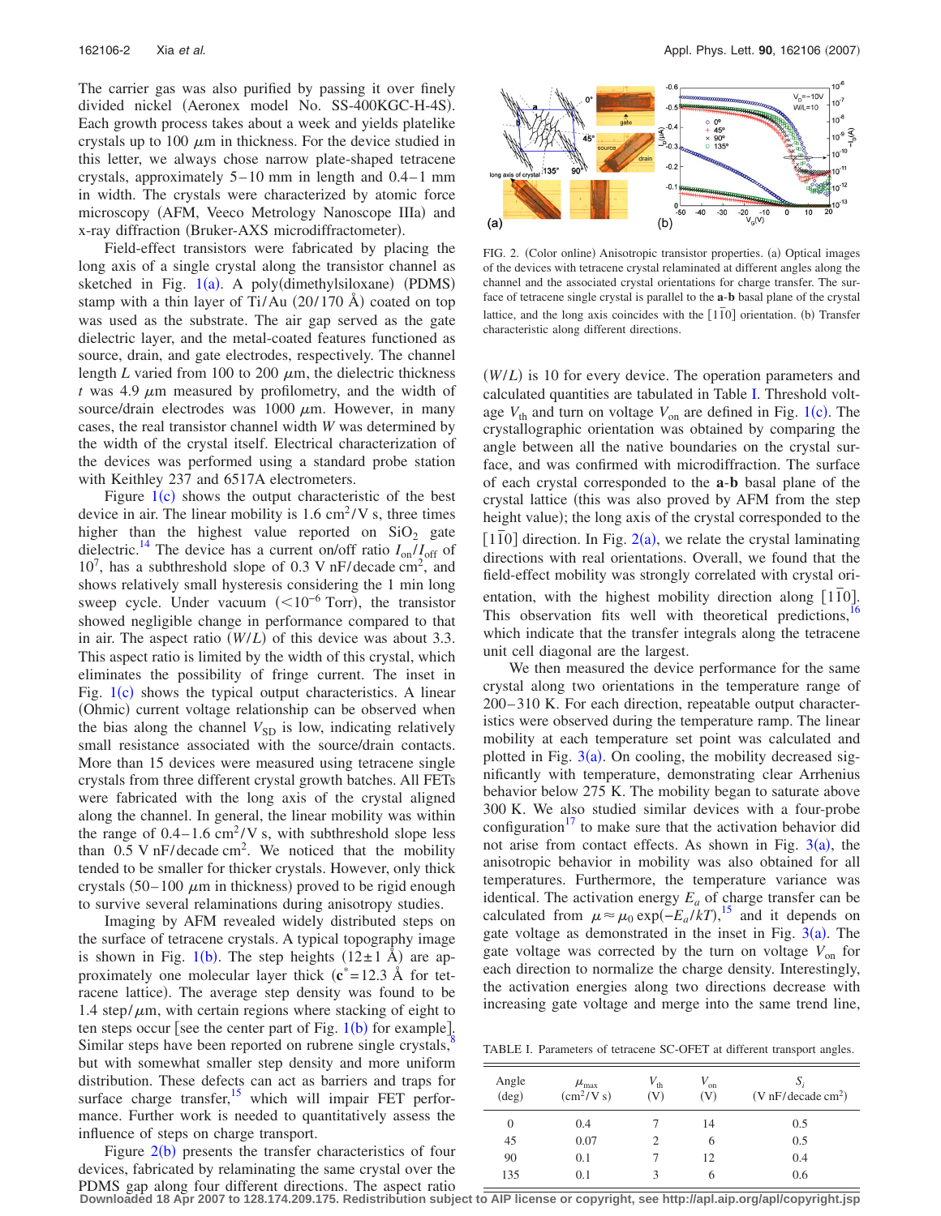The carrier gas was also purified by passing it over finely divided nickel (Aeronex model No. SS-400KGC-H-4S). Each growth process takes about a week and yields platelike crystals up to 100 $\mu$m in thickness. For the device studied in this letter, we always chose narrow plate-shaped tetracene crystals, approximately 5–10 mm in length and 0.4–1 mm in width. The crystals were characterized by atomic force microscopy (AFM, Veeco Metrology Nanoscope IIIa) and x-ray diffraction (Bruker-AXS microdiffractometer).

Field-effect transistors were fabricated by placing the long axis of a single crystal along the transistor channel as sketched in Fig. 1(a). A poly(dimethylsiloxane) (PDMS) stamp with a thin layer of Ti/Au (20/170 Å) coated on top was used as the substrate. The air gap served as the gate dielectric layer, and the metal-coated features functioned as source, drain, and gate electrodes, respectively. The channel length $L$ varied from 100 to 200 $\mu$m, the dielectric thickness $t$ was 4.9 $\mu$m measured by profilometry, and the width of source/drain electrodes was 1000 $\mu$m. However, in many cases, the real transistor channel width $W$ was determined by the width of the crystal itself. Electrical characterization of the devices was performed using a standard probe station with Keithley 237 and 6517A electrometers.

Figure 1(c) shows the output characteristic of the best device in air. The linear mobility is 1.6 $cm^2/V$ s, three times higher than the highest value reported on $SiO_2$ gate dielectric.[14] The device has a current on/off ratio $I_{on}/I_{off}$ of $10^7$, has a subthreshold slope of 0.3 V nF/decade $cm^2$, and shows relatively small hysteresis considering the 1 min long sweep cycle. Under vacuum ($<10^{-6}$ Torr), the transistor showed negligible change in performance compared to that in air. The aspect ratio ($W/L$) of this device was about 3.3. This aspect ratio is limited by the width of this crystal, which eliminates the possibility of fringe current. The inset in Fig. 1(c) shows the typical output characteristics. A linear (Ohmic) current voltage relationship can be observed when the bias along the channel $V_{SD}$ is low, indicating relatively small resistance associated with the source/drain contacts. More than 15 devices were measured using tetracene single crystals from three different crystal growth batches. All FETs were fabricated with the long axis of the crystal aligned along the channel. In general, the linear mobility was within the range of 0.4–1.6 $cm^2/V$ s, with subthreshold slope less than 0.5 V nF/decade $cm^2$. We noticed that the mobility tended to be smaller for thicker crystals. However, only thick crystals (50–100 $\mu$m in thickness) proved to be rigid enough to survive several relaminations during anisotropy studies.

Imaging by AFM revealed widely distributed steps on the surface of tetracene crystals. A typical topography image is shown in Fig. 1(b). The step heights (12±1 Å) are approximately one molecular layer thick ($\mathbf{c}^*=12.3$ Å for tetracene lattice). The average step density was found to be 1.4 step/$\mu$m, with certain regions where stacking of eight to ten steps occur [see the center part of Fig. 1(b) for example]. Similar steps have been reported on rubrene single crystals,[8] but with somewhat smaller step density and more uniform distribution. These defects can act as barriers and traps for surface charge transfer,[15] which will impair FET performance. Further work is needed to quantitatively assess the influence of steps on charge transport.

Figure 2(b) presents the transfer characteristics of four devices, fabricated by relaminating the same crystal over the PDMS gap along four different directions. The aspect ratio ($W/L$) is 10 for every device. The operation parameters and calculated quantities are tabulated in Table I. Threshold voltage $V_{th}$ and turn on voltage $V_{on}$ are defined in Fig. 1(c). The crystallographic orientation was obtained by comparing the angle between all the native boundaries on the crystal surface, and was confirmed with microdiffraction. The surface of each crystal corresponded to the **a**-**b** basal plane of the crystal lattice (this was also proved by AFM from the step height value); the long axis of the crystal corresponded to the $[1\bar{1}0]$ direction. In Fig. 2(a), we relate the crystal laminating directions with real orientations. Overall, we found that the field-effect mobility was strongly correlated with crystal orientation, with the highest mobility direction along $[1\bar{1}0]$. This observation fits well with theoretical predictions,[16] which indicate that the transfer integrals along the tetracene unit cell diagonal are the largest.

We then measured the device performance for the same crystal along two orientations in the temperature range of 200–310 K. For each direction, repeatable output characteristics were observed during the temperature ramp. The linear mobility at each temperature set point was calculated and plotted in Fig. 3(a). On cooling, the mobility decreased significantly with temperature, demonstrating clear Arrhenius behavior below 275 K. The mobility began to saturate above 300 K. We also studied similar devices with a four-probe configuration[17] to make sure that the activation behavior did not arise from contact effects. As shown in Fig. 3(a), the anisotropic behavior in mobility was also obtained for all temperatures. Furthermore, the temperature variance was identical. The activation energy $E_a$ of charge transfer can be calculated from $\mu \approx \mu_0 \exp(-E_a/kT)$,[15] and it depends on gate voltage as demonstrated in the inset in Fig. 3(a). The gate voltage was corrected by the turn on voltage $V_{on}$ for each direction to normalize the charge density. Interestingly, the activation energies along two directions decrease with increasing gate voltage and merge into the same trend line,

FIG. 2. (Color online) Anisotropic transistor properties. (a) Optical images of the devices with tetracene crystal relaminated at different angles along the channel and the associated crystal orientations for charge transfer. The surface of tetracene single crystal is parallel to the **a**-**b** basal plane of the crystal lattice, and the long axis coincides with the $[1\bar{1}0]$ orientation. (b) Transfer characteristic along different directions.

TABLE I. Parameters of tetracene SC-OFET at different transport angles.

| Angle (deg) | $\mu_{max}$ ($cm^2/V$ s) | $V_{th}$ (V) | $V_{on}$ (V) | $S_i$ (V nF/decade $cm^2$) |
|---|---|---|---|---|
| 0 | 0.4 | 7 | 14 | 0.5 |
| 45 | 0.07 | 2 | 6 | 0.5 |
| 90 | 0.1 | 7 | 12 | 0.4 |
| 135 | 0.1 | 3 | 6 | 0.6 |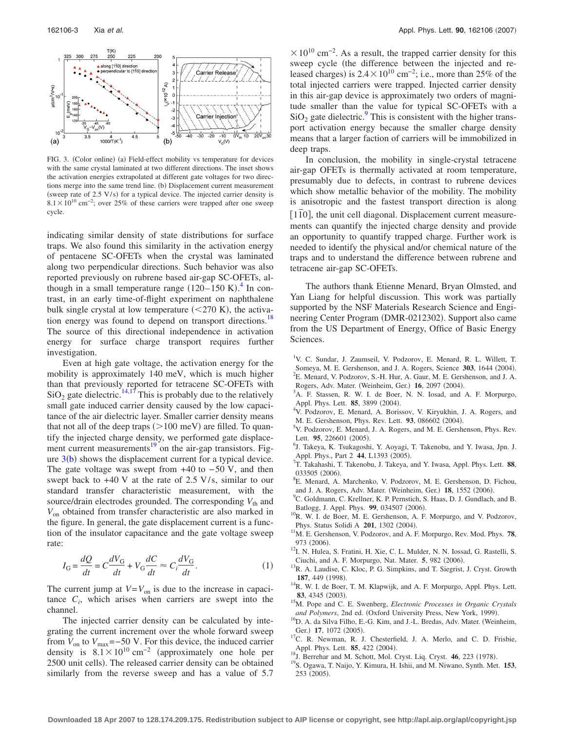(a)

T(K)

325 300 275 250 225 200

▲ along [1$\bar{1}$0] direction

◆ perpendicular to [1$\bar{1}$0] direction

$\mu$(cm$^2$/V·s)

$10^{-1}$

$10^{-2}$

3 3.5 4 4.5 5

1000/T(K$^{-1}$)

$E_a$(meV)

200 180 160 140 120

-25 -45 -65

$V_G$-$V_{on}$(V)

(b)

$I_G$($\times 10^{-12}$ A)

5 4 3 2 1 0 -1 -2 -3 -4 -5

Carrier Release

Carrier Injection

-50 -40 -30 -20 -10 0 $V_{th}$ 10 20 $V_{on}$ 30

$V_G$(V)

FIG. 3. (Color online) (a) Field-effect mobility vs temperature for devices with the same crystal laminated at two different directions. The inset shows the activation energies extrapolated at different gate voltages for two directions merge into the same trend line. (b) Displacement current measurement (sweep rate of 2.5 V/s) for a typical device. The injected carrier density is $8.1\times10^{10}$ cm$^{-2}$; over 25% of these carriers were trapped after one sweep cycle.

indicating similar density of state distributions for surface traps. We also found this similarity in the activation energy of pentacene SC-OFETs when the crystal was laminated along two perpendicular directions. Such behavior was also reported previously on rubrene based air-gap SC-OFETs, although in a small temperature range (120–150 K).[4] In contrast, in an early time-of-flight experiment on naphthalene bulk single crystal at low temperature (<270 K), the activation energy was found to depend on transport directions.[18] The source of this directional independence in activation energy for surface charge transport requires further investigation.

Even at high gate voltage, the activation energy for the mobility is approximately 140 meV, which is much higher than that previously reported for tetracene SC-OFETs with $SiO_2$ gate dielectric.[14,17] This is probably due to the relatively small gate induced carrier density caused by the low capacitance of the air dielectric layer. Smaller carrier density means that not all of the deep traps (>100 meV) are filled. To quantify the injected charge density, we performed gate displacement current measurements[19] on the air-gap transistors. Figure 3(b) shows the displacement current for a typical device. The gate voltage was swept from +40 to −50 V, and then swept back to +40 V at the rate of 2.5 V/s, similar to our standard transfer characteristic measurement, with the source/drain electrodes grounded. The corresponding $V_{th}$ and $V_{on}$ obtained from transfer characteristic are also marked in the figure. In general, the gate displacement current is a function of the insulator capacitance and the gate voltage sweep rate:

$$I_G = \frac{dQ}{dt} = C\frac{dV_G}{dt} + V_G\frac{dC}{dt} \approx C_i\frac{dV_G}{dt}. \tag{1}$$

The current jump at $V = V_{on}$ is due to the increase in capacitance $C_i$, which arises when carriers are swept into the channel.

The injected carrier density can be calculated by integrating the current increment over the whole forward sweep from $V_{on}$ to $V_{max} = -50$ V. For this device, the induced carrier density is $8.1\times10^{10}$ cm$^{-2}$ (approximately one hole per 2500 unit cells). The released carrier density can be obtained similarly from the reverse sweep and has a value of $5.7\times10^{10}$ cm$^{-2}$. As a result, the trapped carrier density for this sweep cycle (the difference between the injected and released charges) is $2.4\times10^{10}$ cm$^{-2}$; i.e., more than 25% of the total injected carriers were trapped. Injected carrier density in this air-gap device is approximately two orders of magnitude smaller than the value for typical SC-OFETs with a $SiO_2$ gate dielectric.[9] This is consistent with the higher transport activation energy because the smaller charge density means that a larger faction of carriers will be immobilized in deep traps.

In conclusion, the mobility in single-crystal tetracene air-gap OFETs is thermally activated at room temperature, presumably due to defects, in contrast to rubrene devices which show metallic behavior of the mobility. The mobility is anisotropic and the fastest transport direction is along [1$\bar{1}$0], the unit cell diagonal. Displacement current measurements can quantify the injected charge density and provide an opportunity to quantify trapped charge. Further work is needed to identify the physical and/or chemical nature of the traps and to understand the difference between rubrene and tetracene air-gap SC-OFETs.

The authors thank Etienne Menard, Bryan Olmsted, and Yan Liang for helpful discussion. This work was partially supported by the NSF Materials Research Science and Engineering Center Program (DMR-0212302). Support also came from the US Department of Energy, Office of Basic Energy Sciences.

[1] V. C. Sundar, J. Zaumseil, V. Podzorov, E. Menard, R. L. Willett, T. Someya, M. E. Gershenson, and J. A. Rogers, Science **303**, 1644 (2004).
[2] E. Menard, V. Podzorov, S.-H. Hur, A. Gaur, M. E. Gershenson, and J. A. Rogers, Adv. Mater. (Weinheim, Ger.) **16**, 2097 (2004).
[3] A. F. Stassen, R. W. I. de Boer, N. N. Iosad, and A. F. Morpurgo, Appl. Phys. Lett. **85**, 3899 (2004).
[4] V. Podzorov, E. Menard, A. Borissov, V. Kiryukhin, J. A. Rogers, and M. E. Gershenson, Phys. Rev. Lett. **93**, 086602 (2004).
[5] V. Podzorov, E. Menard, J. A. Rogers, and M. E. Gershenson, Phys. Rev. Lett. **95**, 226601 (2005).
[6] J. Takeya, K. Tsukagoshi, Y. Aoyagi, T. Takenobu, and Y. Iwasa, Jpn. J. Appl. Phys., Part 2 **44**, L1393 (2005).
[7] T. Takahashi, T. Takenobu, J. Takeya, and Y. Iwasa, Appl. Phys. Lett. **88**, 033505 (2006).
[8] E. Menard, A. Marchenko, V. Podzorov, M. E. Gershenson, D. Fichou, and J. A. Rogers, Adv. Mater. (Weinheim, Ger.) **18**, 1552 (2006).
[9] C. Goldmann, C. Krellner, K. P. Pernstich, S. Haas, D. J. Gundlach, and B. Batlogg, J. Appl. Phys. **99**, 034507 (2006).
[10] R. W. I. de Boer, M. E. Gershenson, A. F. Morpurgo, and V. Podzorov, Phys. Status Solidi A **201**, 1302 (2004).
[11] M. E. Gershenson, V. Podzorov, and A. F. Morpurgo, Rev. Mod. Phys. **78**, 973 (2006).
[12] I. N. Hulea, S. Fratini, H. Xie, C. L. Mulder, N. N. Iossad, G. Rastelli, S. Ciuchi, and A. F. Morpurgo, Nat. Mater. **5**, 982 (2006).
[13] R. A. Laudise, C. Kloc, P. G. Simpkins, and T. Siegrist, J. Cryst. Growth **187**, 449 (1998).
[14] R. W. I. de Boer, T. M. Klapwijk, and A. F. Morpurgo, Appl. Phys. Lett. **83**, 4345 (2003).
[15] M. Pope and C. E. Swenberg, *Electronic Processes in Organic Crystals and Polymers*, 2nd ed. (Oxford University Press, New York, 1999).
[16] D. A. da Silva Filho, E.-G. Kim, and J.-L. Bredas, Adv. Mater. (Weinheim, Ger.) **17**, 1072 (2005).
[17] C. R. Newman, R. J. Chesterfield, J. A. Merlo, and C. D. Frisbie, Appl. Phys. Lett. **85**, 422 (2004).
[18] J. Berrehar and M. Schott, Mol. Cryst. Liq. Cryst. **46**, 223 (1978).
[19] S. Ogawa, T. Naijo, Y. Kimura, H. Ishii, and M. Niwano, Synth. Met. **153**, 253 (2005).